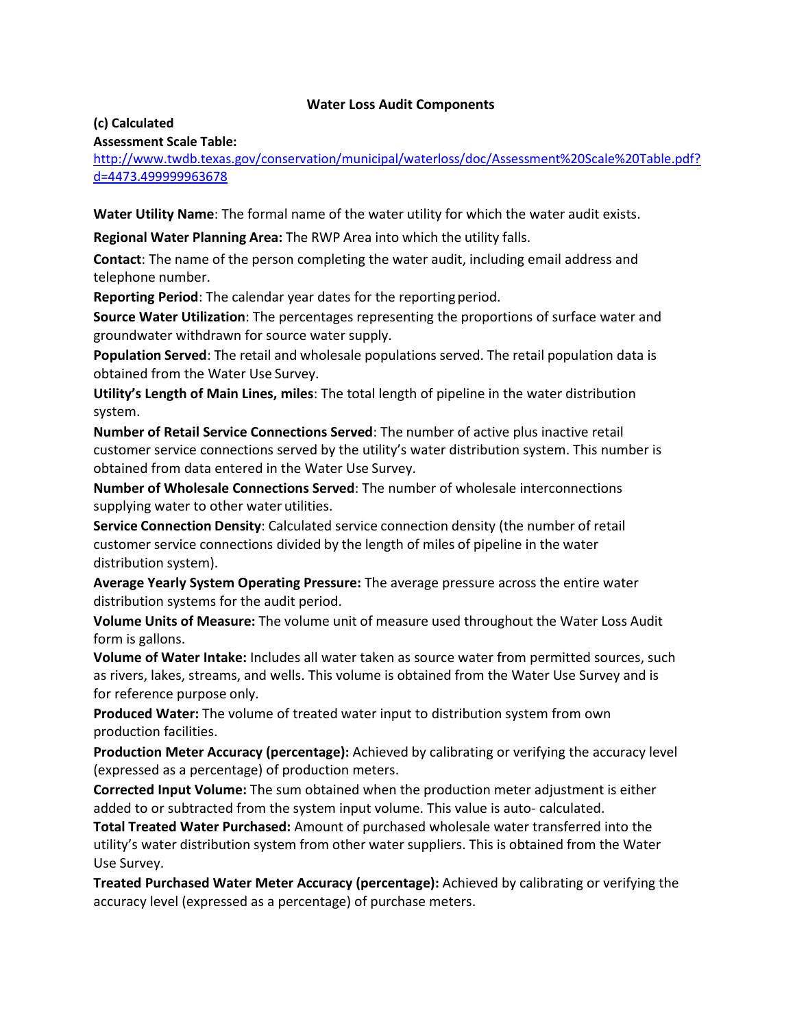# Water Loss Audit Components

**(c) Calculated**

**Assessment Scale Table:**

[http://www.twdb.texas.gov/conservation/municipal/waterloss/doc/Assessment%20Scale%20Table.pdf?d=4473.499999963678](http://www.twdb.texas.gov/conservation/municipal/waterloss/doc/Assessment%20Scale%20Table.pdf?d=4473.499999963678)

**Water Utility Name**: The formal name of the water utility for which the water audit exists.

**Regional Water Planning Area:** The RWP Area into which the utility falls.

**Contact**: The name of the person completing the water audit, including email address and telephone number.

**Reporting Period**: The calendar year dates for the reporting period.

**Source Water Utilization**: The percentages representing the proportions of surface water and groundwater withdrawn for source water supply.

**Population Served**: The retail and wholesale populations served. The retail population data is obtained from the Water Use Survey.

**Utility's Length of Main Lines, miles**: The total length of pipeline in the water distribution system.

**Number of Retail Service Connections Served**: The number of active plus inactive retail customer service connections served by the utility's water distribution system. This number is obtained from data entered in the Water Use Survey.

**Number of Wholesale Connections Served**: The number of wholesale interconnections supplying water to other water utilities.

**Service Connection Density**: Calculated service connection density (the number of retail customer service connections divided by the length of miles of pipeline in the water distribution system).

**Average Yearly System Operating Pressure:** The average pressure across the entire water distribution systems for the audit period.

**Volume Units of Measure:** The volume unit of measure used throughout the Water Loss Audit form is gallons.

**Volume of Water Intake:** Includes all water taken as source water from permitted sources, such as rivers, lakes, streams, and wells. This volume is obtained from the Water Use Survey and is for reference purpose only.

**Produced Water:** The volume of treated water input to distribution system from own production facilities.

**Production Meter Accuracy (percentage):** Achieved by calibrating or verifying the accuracy level (expressed as a percentage) of production meters.

**Corrected Input Volume:** The sum obtained when the production meter adjustment is either added to or subtracted from the system input volume. This value is auto- calculated.

**Total Treated Water Purchased:** Amount of purchased wholesale water transferred into the utility's water distribution system from other water suppliers. This is obtained from the Water Use Survey.

**Treated Purchased Water Meter Accuracy (percentage):** Achieved by calibrating or verifying the accuracy level (expressed as a percentage) of purchase meters.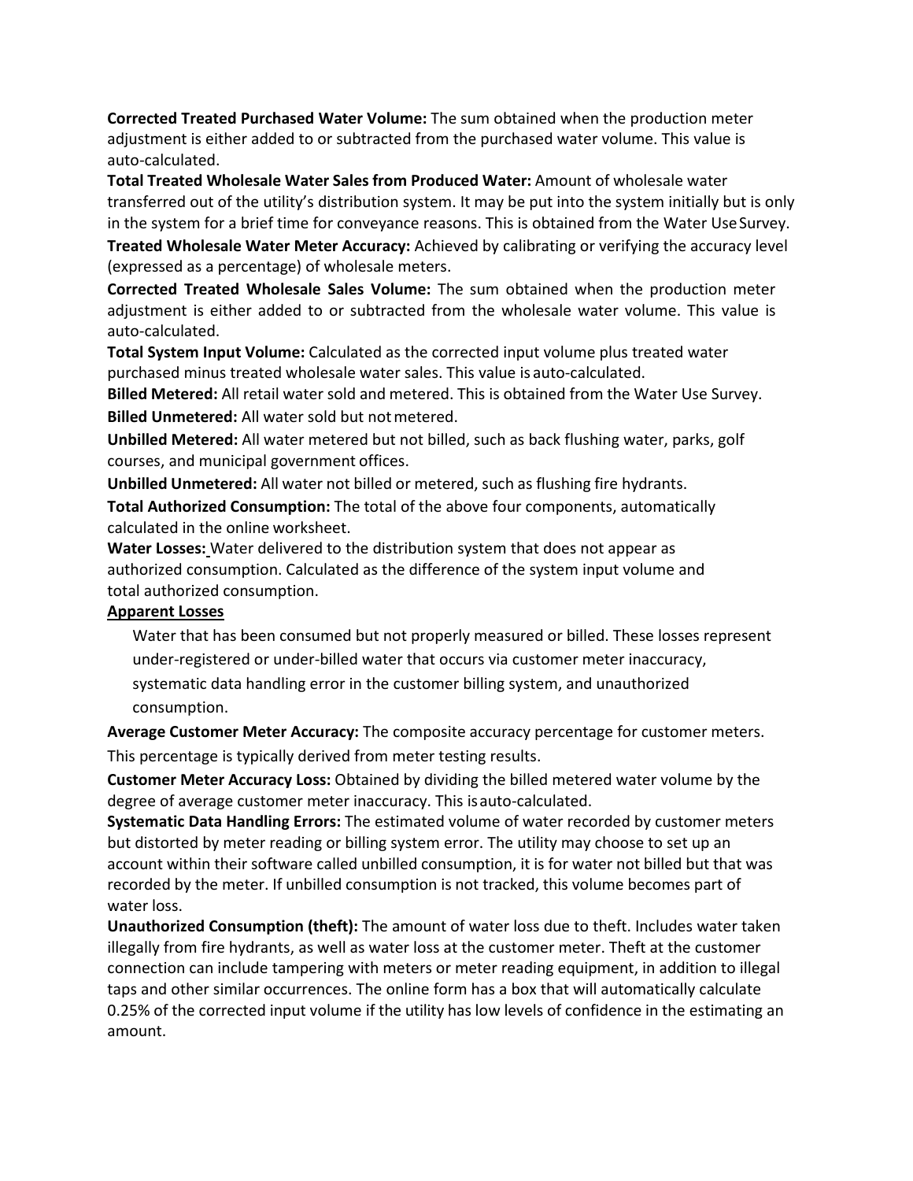**Corrected Treated Purchased Water Volume:** The sum obtained when the production meter adjustment is either added to or subtracted from the purchased water volume. This value is auto-calculated.

**Total Treated Wholesale Water Sales from Produced Water:** Amount of wholesale water transferred out of the utility's distribution system. It may be put into the system initially but is only in the system for a brief time for conveyance reasons. This is obtained from the Water Use Survey.

**Treated Wholesale Water Meter Accuracy:** Achieved by calibrating or verifying the accuracy level (expressed as a percentage) of wholesale meters.

**Corrected Treated Wholesale Sales Volume:** The sum obtained when the production meter adjustment is either added to or subtracted from the wholesale water volume. This value is auto-calculated.

**Total System Input Volume:** Calculated as the corrected input volume plus treated water purchased minus treated wholesale water sales. This value is auto-calculated.

**Billed Metered:** All retail water sold and metered. This is obtained from the Water Use Survey.

**Billed Unmetered:** All water sold but not metered.

**Unbilled Metered:** All water metered but not billed, such as back flushing water, parks, golf courses, and municipal government offices.

**Unbilled Unmetered:** All water not billed or metered, such as flushing fire hydrants.

**Total Authorized Consumption:** The total of the above four components, automatically calculated in the online worksheet.

**Water Losses:** Water delivered to the distribution system that does not appear as authorized consumption. Calculated as the difference of the system input volume and total authorized consumption.

**Apparent Losses**

Water that has been consumed but not properly measured or billed. These losses represent under-registered or under-billed water that occurs via customer meter inaccuracy, systematic data handling error in the customer billing system, and unauthorized consumption.

**Average Customer Meter Accuracy:** The composite accuracy percentage for customer meters. This percentage is typically derived from meter testing results.

**Customer Meter Accuracy Loss:** Obtained by dividing the billed metered water volume by the degree of average customer meter inaccuracy. This is auto-calculated.

**Systematic Data Handling Errors:** The estimated volume of water recorded by customer meters but distorted by meter reading or billing system error. The utility may choose to set up an account within their software called unbilled consumption, it is for water not billed but that was recorded by the meter. If unbilled consumption is not tracked, this volume becomes part of water loss.

**Unauthorized Consumption (theft):** The amount of water loss due to theft. Includes water taken illegally from fire hydrants, as well as water loss at the customer meter. Theft at the customer connection can include tampering with meters or meter reading equipment, in addition to illegal taps and other similar occurrences. The online form has a box that will automatically calculate 0.25% of the corrected input volume if the utility has low levels of confidence in the estimating an amount.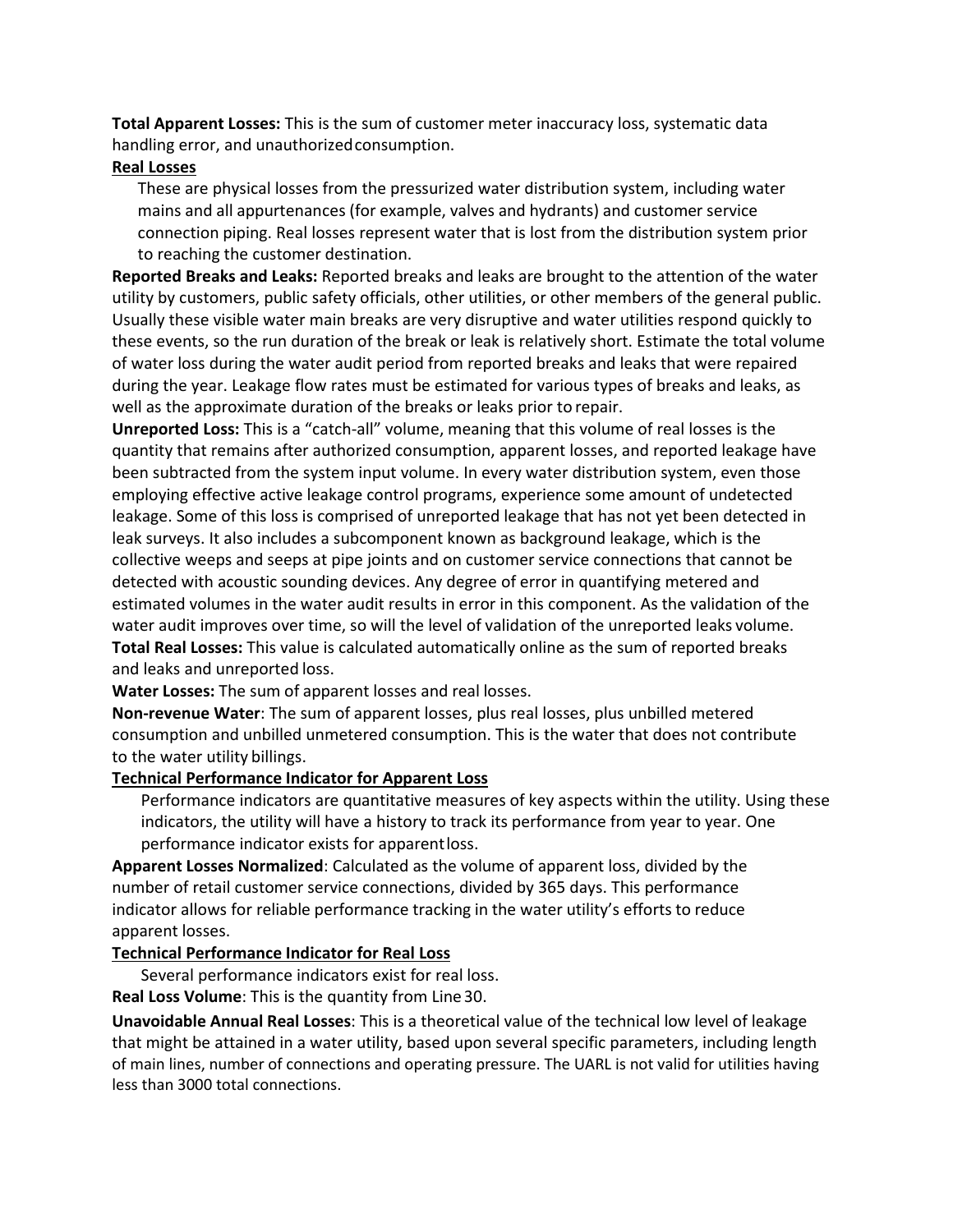**Total Apparent Losses:** This is the sum of customer meter inaccuracy loss, systematic data handling error, and unauthorized consumption.

**Real Losses**

These are physical losses from the pressurized water distribution system, including water mains and all appurtenances (for example, valves and hydrants) and customer service connection piping. Real losses represent water that is lost from the distribution system prior to reaching the customer destination.

**Reported Breaks and Leaks:** Reported breaks and leaks are brought to the attention of the water utility by customers, public safety officials, other utilities, or other members of the general public. Usually these visible water main breaks are very disruptive and water utilities respond quickly to these events, so the run duration of the break or leak is relatively short. Estimate the total volume of water loss during the water audit period from reported breaks and leaks that were repaired during the year. Leakage flow rates must be estimated for various types of breaks and leaks, as well as the approximate duration of the breaks or leaks prior to repair.

**Unreported Loss:** This is a "catch-all" volume, meaning that this volume of real losses is the quantity that remains after authorized consumption, apparent losses, and reported leakage have been subtracted from the system input volume. In every water distribution system, even those employing effective active leakage control programs, experience some amount of undetected leakage. Some of this loss is comprised of unreported leakage that has not yet been detected in leak surveys. It also includes a subcomponent known as background leakage, which is the collective weeps and seeps at pipe joints and on customer service connections that cannot be detected with acoustic sounding devices. Any degree of error in quantifying metered and estimated volumes in the water audit results in error in this component. As the validation of the water audit improves over time, so will the level of validation of the unreported leaks volume.

**Total Real Losses:** This value is calculated automatically online as the sum of reported breaks and leaks and unreported loss.

**Water Losses:** The sum of apparent losses and real losses.

**Non-revenue Water**: The sum of apparent losses, plus real losses, plus unbilled metered consumption and unbilled unmetered consumption. This is the water that does not contribute to the water utility billings.

**Technical Performance Indicator for Apparent Loss**

Performance indicators are quantitative measures of key aspects within the utility. Using these indicators, the utility will have a history to track its performance from year to year. One performance indicator exists for apparent loss.

**Apparent Losses Normalized**: Calculated as the volume of apparent loss, divided by the number of retail customer service connections, divided by 365 days. This performance indicator allows for reliable performance tracking in the water utility's efforts to reduce apparent losses.

**Technical Performance Indicator for Real Loss**

Several performance indicators exist for real loss.

**Real Loss Volume**: This is the quantity from Line 30.

**Unavoidable Annual Real Losses**: This is a theoretical value of the technical low level of leakage that might be attained in a water utility, based upon several specific parameters, including length of main lines, number of connections and operating pressure. The UARL is not valid for utilities having less than 3000 total connections.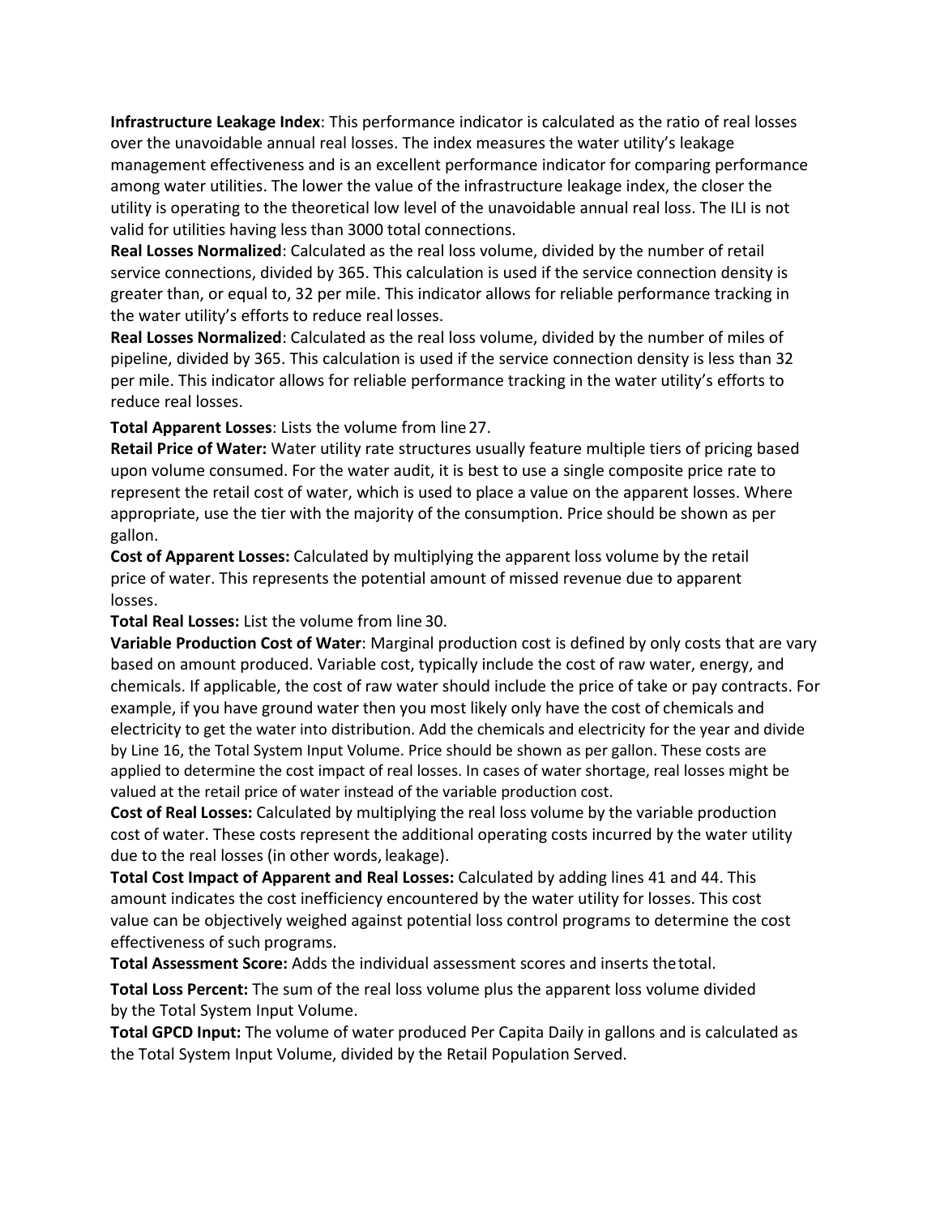**Infrastructure Leakage Index**: This performance indicator is calculated as the ratio of real losses over the unavoidable annual real losses. The index measures the water utility's leakage management effectiveness and is an excellent performance indicator for comparing performance among water utilities. The lower the value of the infrastructure leakage index, the closer the utility is operating to the theoretical low level of the unavoidable annual real loss. The ILI is not valid for utilities having less than 3000 total connections.

**Real Losses Normalized**: Calculated as the real loss volume, divided by the number of retail service connections, divided by 365. This calculation is used if the service connection density is greater than, or equal to, 32 per mile. This indicator allows for reliable performance tracking in the water utility's efforts to reduce real losses.

**Real Losses Normalized**: Calculated as the real loss volume, divided by the number of miles of pipeline, divided by 365. This calculation is used if the service connection density is less than 32 per mile. This indicator allows for reliable performance tracking in the water utility's efforts to reduce real losses.

**Total Apparent Losses**: Lists the volume from line 27.

**Retail Price of Water:** Water utility rate structures usually feature multiple tiers of pricing based upon volume consumed. For the water audit, it is best to use a single composite price rate to represent the retail cost of water, which is used to place a value on the apparent losses. Where appropriate, use the tier with the majority of the consumption. Price should be shown as per gallon.

**Cost of Apparent Losses:** Calculated by multiplying the apparent loss volume by the retail price of water. This represents the potential amount of missed revenue due to apparent losses.

**Total Real Losses:** List the volume from line 30.

**Variable Production Cost of Water**: Marginal production cost is defined by only costs that are vary based on amount produced. Variable cost, typically include the cost of raw water, energy, and chemicals. If applicable, the cost of raw water should include the price of take or pay contracts. For example, if you have ground water then you most likely only have the cost of chemicals and electricity to get the water into distribution. Add the chemicals and electricity for the year and divide by Line 16, the Total System Input Volume. Price should be shown as per gallon. These costs are applied to determine the cost impact of real losses. In cases of water shortage, real losses might be valued at the retail price of water instead of the variable production cost.

**Cost of Real Losses:** Calculated by multiplying the real loss volume by the variable production cost of water. These costs represent the additional operating costs incurred by the water utility due to the real losses (in other words, leakage).

**Total Cost Impact of Apparent and Real Losses:** Calculated by adding lines 41 and 44. This amount indicates the cost inefficiency encountered by the water utility for losses. This cost value can be objectively weighed against potential loss control programs to determine the cost effectiveness of such programs.

**Total Assessment Score:** Adds the individual assessment scores and inserts the total.

**Total Loss Percent:** The sum of the real loss volume plus the apparent loss volume divided by the Total System Input Volume.

**Total GPCD Input:** The volume of water produced Per Capita Daily in gallons and is calculated as the Total System Input Volume, divided by the Retail Population Served.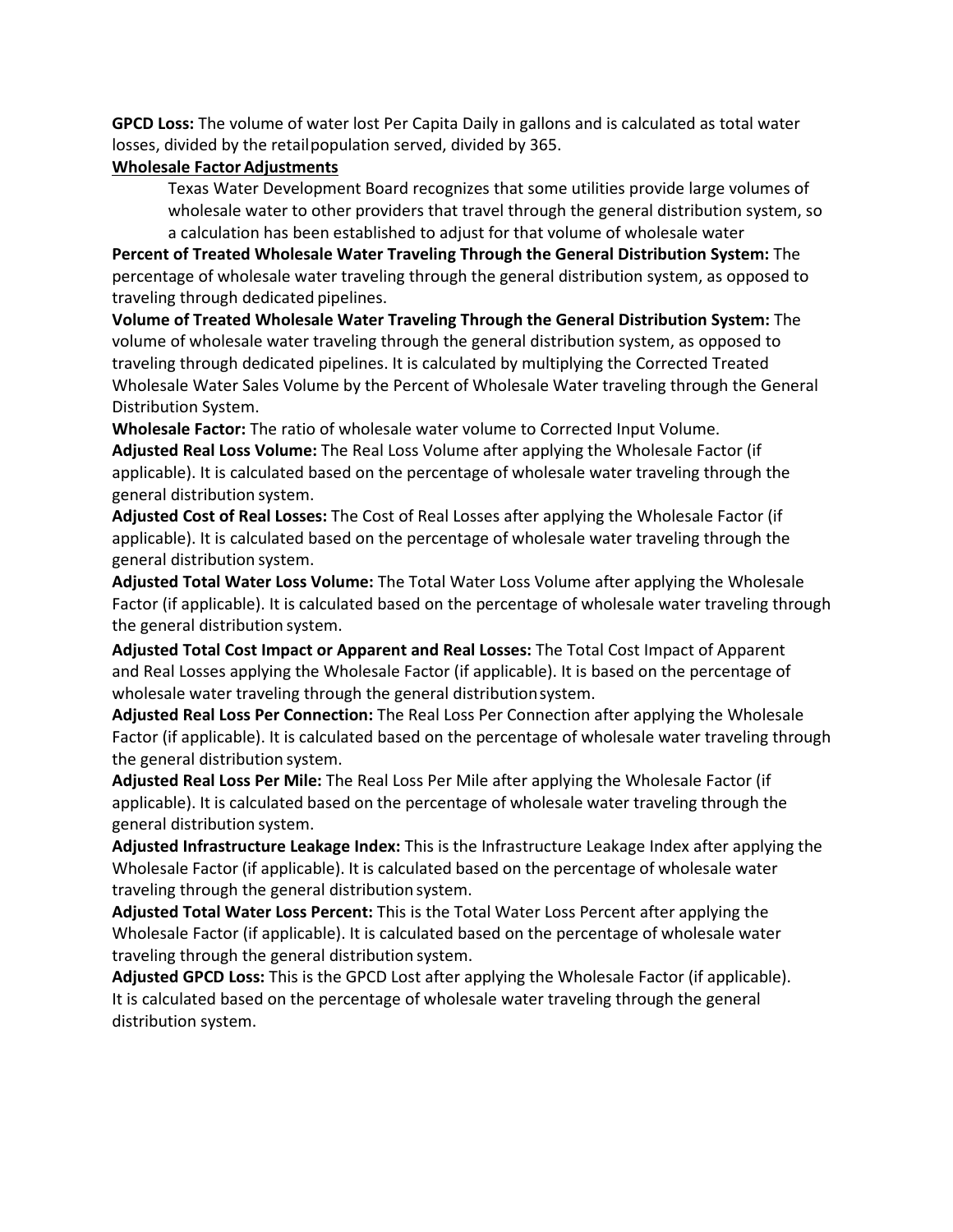**GPCD Loss:** The volume of water lost Per Capita Daily in gallons and is calculated as total water losses, divided by the retail population served, divided by 365.

**Wholesale Factor Adjustments**

Texas Water Development Board recognizes that some utilities provide large volumes of wholesale water to other providers that travel through the general distribution system, so a calculation has been established to adjust for that volume of wholesale water

**Percent of Treated Wholesale Water Traveling Through the General Distribution System:** The percentage of wholesale water traveling through the general distribution system, as opposed to traveling through dedicated pipelines.

**Volume of Treated Wholesale Water Traveling Through the General Distribution System:** The volume of wholesale water traveling through the general distribution system, as opposed to traveling through dedicated pipelines. It is calculated by multiplying the Corrected Treated Wholesale Water Sales Volume by the Percent of Wholesale Water traveling through the General Distribution System.

**Wholesale Factor:** The ratio of wholesale water volume to Corrected Input Volume.

**Adjusted Real Loss Volume:** The Real Loss Volume after applying the Wholesale Factor (if applicable). It is calculated based on the percentage of wholesale water traveling through the general distribution system.

**Adjusted Cost of Real Losses:** The Cost of Real Losses after applying the Wholesale Factor (if applicable). It is calculated based on the percentage of wholesale water traveling through the general distribution system.

**Adjusted Total Water Loss Volume:** The Total Water Loss Volume after applying the Wholesale Factor (if applicable). It is calculated based on the percentage of wholesale water traveling through the general distribution system.

**Adjusted Total Cost Impact or Apparent and Real Losses:** The Total Cost Impact of Apparent and Real Losses applying the Wholesale Factor (if applicable). It is based on the percentage of wholesale water traveling through the general distribution system.

**Adjusted Real Loss Per Connection:** The Real Loss Per Connection after applying the Wholesale Factor (if applicable). It is calculated based on the percentage of wholesale water traveling through the general distribution system.

**Adjusted Real Loss Per Mile:** The Real Loss Per Mile after applying the Wholesale Factor (if applicable). It is calculated based on the percentage of wholesale water traveling through the general distribution system.

**Adjusted Infrastructure Leakage Index:** This is the Infrastructure Leakage Index after applying the Wholesale Factor (if applicable). It is calculated based on the percentage of wholesale water traveling through the general distribution system.

**Adjusted Total Water Loss Percent:** This is the Total Water Loss Percent after applying the Wholesale Factor (if applicable). It is calculated based on the percentage of wholesale water traveling through the general distribution system.

**Adjusted GPCD Loss:** This is the GPCD Lost after applying the Wholesale Factor (if applicable). It is calculated based on the percentage of wholesale water traveling through the general distribution system.